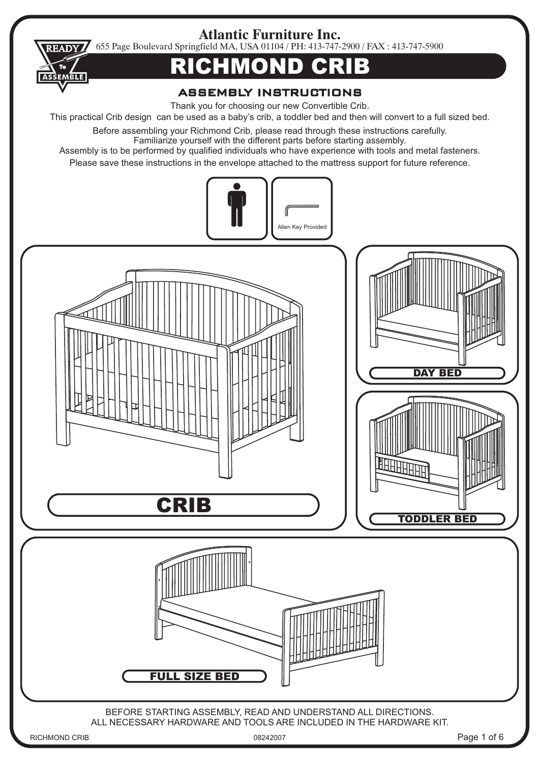# Atlantic Furniture Inc.

655 Page Boulevard Springfield MA, USA 01104 / PH: 413-747-2900 / FAX : 413-747-5900

READY To ASSEMBLE

# RICHMOND CRIB

## ASSEMBLY INSTRUCTIONS

Thank you for choosing our new Convertible Crib.
This practical Crib design can be used as a baby's crib, a toddler bed and then will convert to a full sized bed.

Before assembling your Richmond Crib, please read through these instructions carefully.
Familiarize yourself with the different parts before starting assembly.
Assembly is to be performed by qualified individuals who have experience with tools and metal fasteners.
Please save these instructions in the envelope attached to the mattress support for future reference.

Allen Key Provided

CRIB

DAY BED

TODDLER BED

FULL SIZE BED

BEFORE STARTING ASSEMBLY, READ AND UNDERSTAND ALL DIRECTIONS.
ALL NECESSARY HARDWARE AND TOOLS ARE INCLUDED IN THE HARDWARE KIT.

RICHMOND CRIB 08242007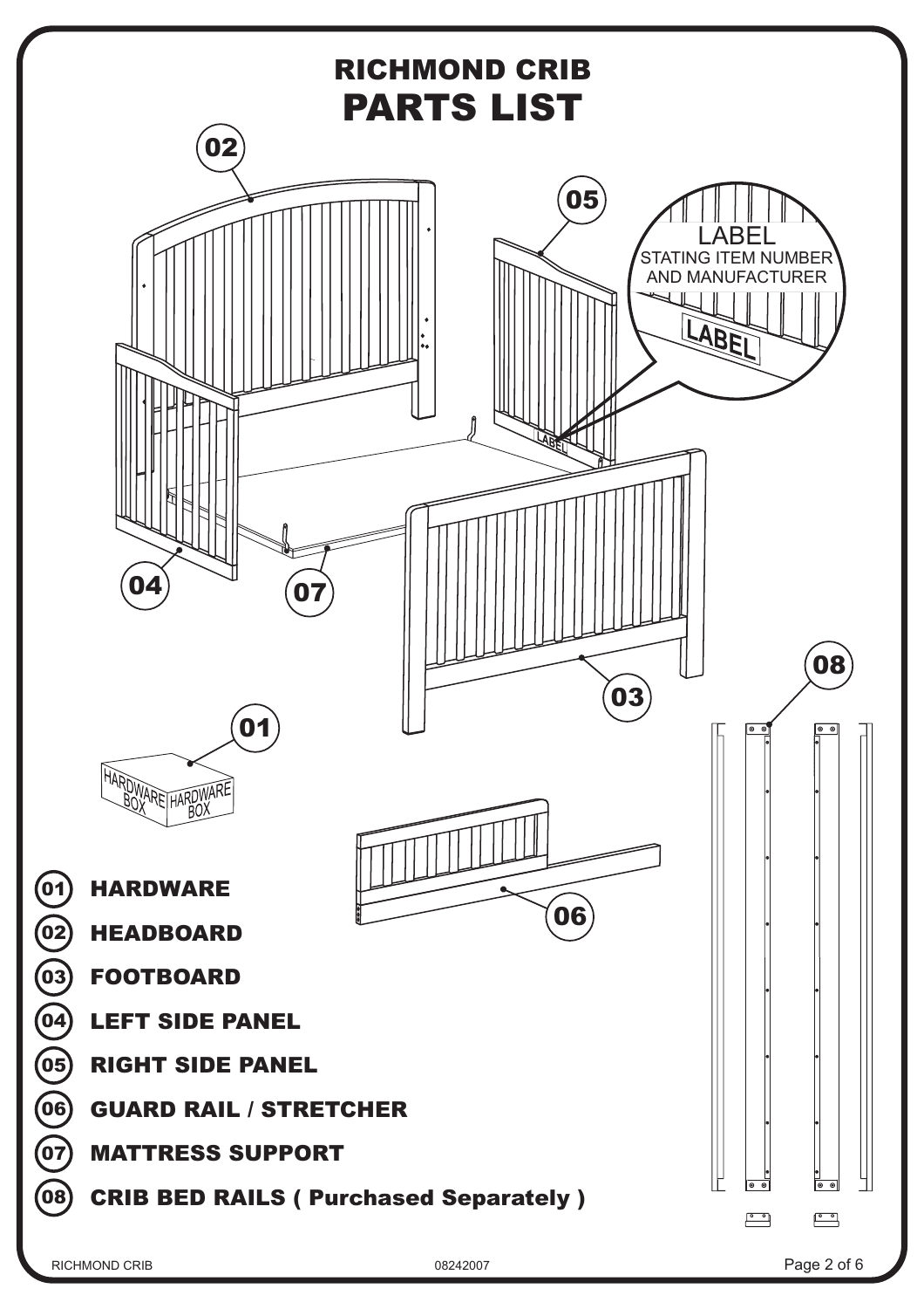# RICHMOND CRIB
# PARTS LIST

LABEL
STATING ITEM NUMBER AND MANUFACTURER

HARDWARE BOX

- (01) **HARDWARE**
- (02) **HEADBOARD**
- (03) **FOOTBOARD**
- (04) **LEFT SIDE PANEL**
- (05) **RIGHT SIDE PANEL**
- (06) **GUARD RAIL / STRETCHER**
- (07) **MATTRESS SUPPORT**
- (08) **CRIB BED RAILS ( Purchased Separately )**

RICHMOND CRIB 08242007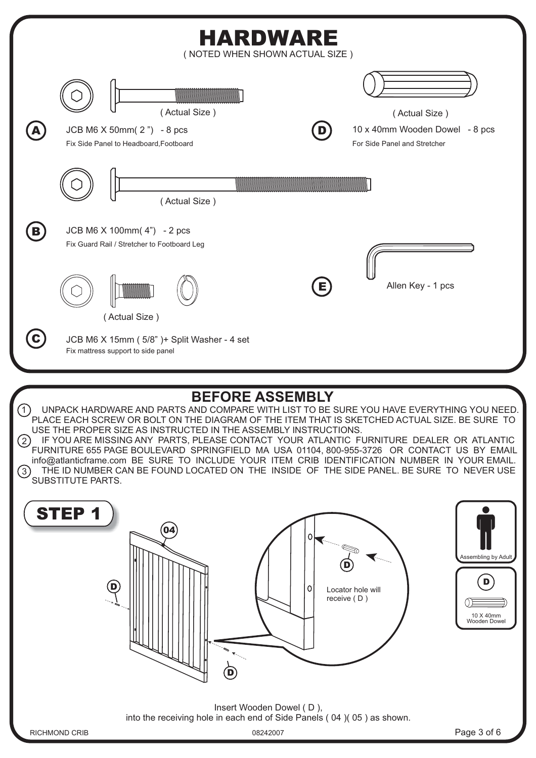# HARDWARE

( NOTED WHEN SHOWN ACTUAL SIZE )

( Actual Size )

**A** JCB M6 X 50mm( 2 ") - 8 pcs
Fix Side Panel to Headboard,Footboard

( Actual Size )

**D** 10 x 40mm Wooden Dowel - 8 pcs
For Side Panel and Stretcher

( Actual Size )

**B** JCB M6 X 100mm( 4") - 2 pcs
Fix Guard Rail / Stretcher to Footboard Leg

**E** Allen Key - 1 pcs

( Actual Size )

**C** JCB M6 X 15mm ( 5/8" )+ Split Washer - 4 set
Fix mattress support to side panel

## BEFORE ASSEMBLY

1. UNPACK HARDWARE AND PARTS AND COMPARE WITH LIST TO BE SURE YOU HAVE EVERYTHING YOU NEED. PLACE EACH SCREW OR BOLT ON THE DIAGRAM OF THE ITEM THAT IS SKETCHED ACTUAL SIZE. BE SURE TO USE THE PROPER SIZE AS INSTRUCTED IN THE ASSEMBLY INSTRUCTIONS.
2. IF YOU ARE MISSING ANY PARTS, PLEASE CONTACT YOUR ATLANTIC FURNITURE DEALER OR ATLANTIC FURNITURE 655 PAGE BOULEVARD SPRINGFIELD MA USA 01104, 800-955-3726 OR CONTACT US BY EMAIL info@atlanticframe.com BE SURE TO INCLUDE YOUR ITEM CRIB IDENTIFICATION NUMBER IN YOUR EMAIL.
3. THE ID NUMBER CAN BE FOUND LOCATED ON THE INSIDE OF THE SIDE PANEL. BE SURE TO NEVER USE SUBSTITUTE PARTS.

## STEP 1

04

D

Locator hole will receive ( D )

Assembling by Adult

D

10 X 40mm Wooden Dowel

Insert Wooden Dowel ( D ),
into the receiving hole in each end of Side Panels ( 04 )( 05 ) as shown.

RICHMOND CRIB 08242007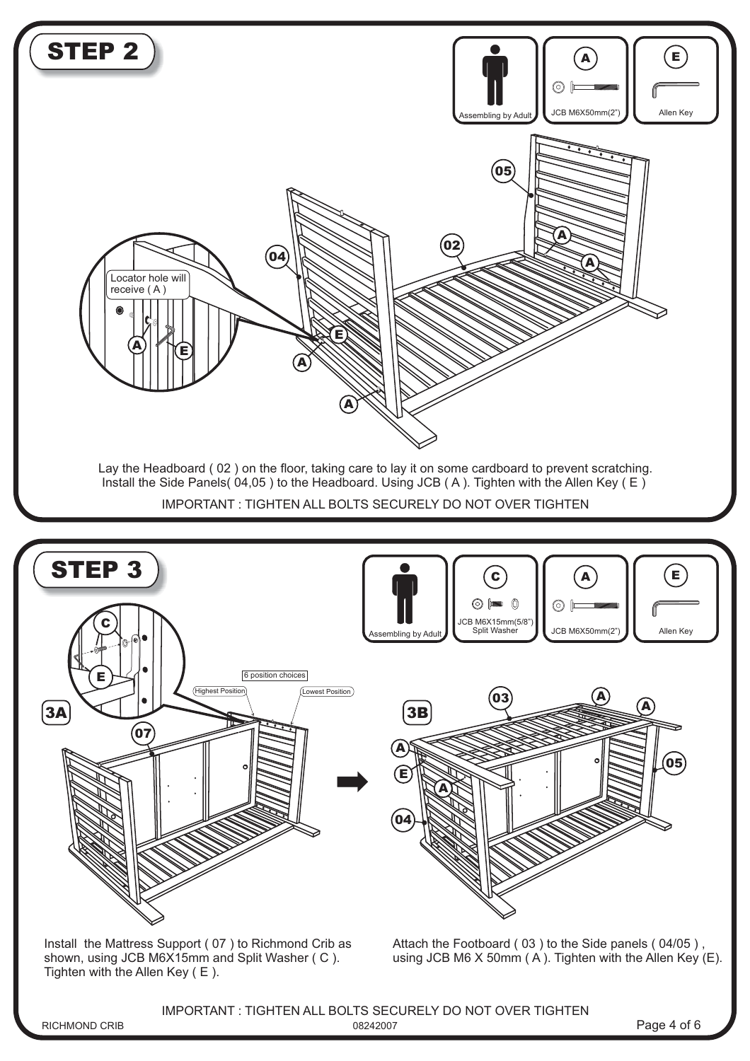# STEP 2

Assembling by Adult

A — JCB M6X50mm(2")

E — Allen Key

Locator hole will receive ( A )

Lay the Headboard ( 02 ) on the floor, taking care to lay it on some cardboard to prevent scratching.
Install the Side Panels( 04,05 ) to the Headboard. Using JCB ( A ). Tighten with the Allen Key ( E )

IMPORTANT : TIGHTEN ALL BOLTS SECURELY DO NOT OVER TIGHTEN

# STEP 3

Assembling by Adult

C — JCB M6X15mm(5/8") Split Washer

A — JCB M6X50mm(2")

E — Allen Key

**3A**

6 position choices

Highest Position

Lowest Position

Install the Mattress Support ( 07 ) to Richmond Crib as shown, using JCB M6X15mm and Split Washer ( C ). Tighten with the Allen Key ( E ).

**3B**

Attach the Footboard ( 03 ) to the Side panels ( 04/05 ), using JCB M6 X 50mm ( A ). Tighten with the Allen Key (E).

IMPORTANT : TIGHTEN ALL BOLTS SECURELY DO NOT OVER TIGHTEN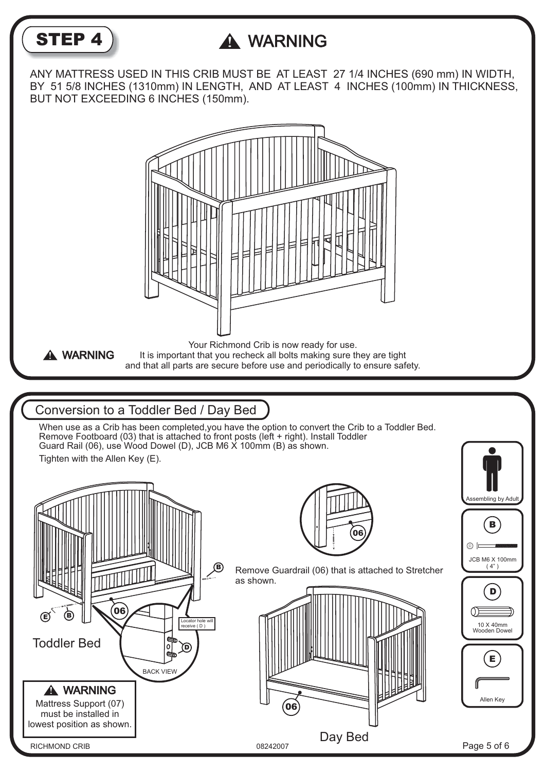## STEP 4

### ⚠ WARNING

ANY MATTRESS USED IN THIS CRIB MUST BE AT LEAST 27 1/4 INCHES (690 mm) IN WIDTH, BY 51 5/8 INCHES (1310mm) IN LENGTH, AND AT LEAST 4 INCHES (100mm) IN THICKNESS, BUT NOT EXCEEDING 6 INCHES (150mm).

**⚠ WARNING**

Your Richmond Crib is now ready for use.
It is important that you recheck all bolts making sure they are tight and that all parts are secure before use and periodically to ensure safety.

## Conversion to a Toddler Bed / Day Bed

When use as a Crib has been completed,you have the option to convert the Crib to a Toddler Bed. Remove Footboard (03) that is attached to front posts (left + right). Install Toddler Guard Rail (06), use Wood Dowel (D), JCB M6 X 100mm (B) as shown.

Tighten with the Allen Key (E).

Locator hole will receive ( D )

BACK VIEW

Toddler Bed

Remove Guardrail (06) that is attached to Stretcher as shown.

Day Bed

**⚠ WARNING**

Mattress Support (07) must be installed in lowest position as shown.

- Assembling by Adult
- B: JCB M6 X 100mm ( 4" )
- D: 10 X 40mm Wooden Dowel
- E: Allen Key

RICHMOND CRIB 08242007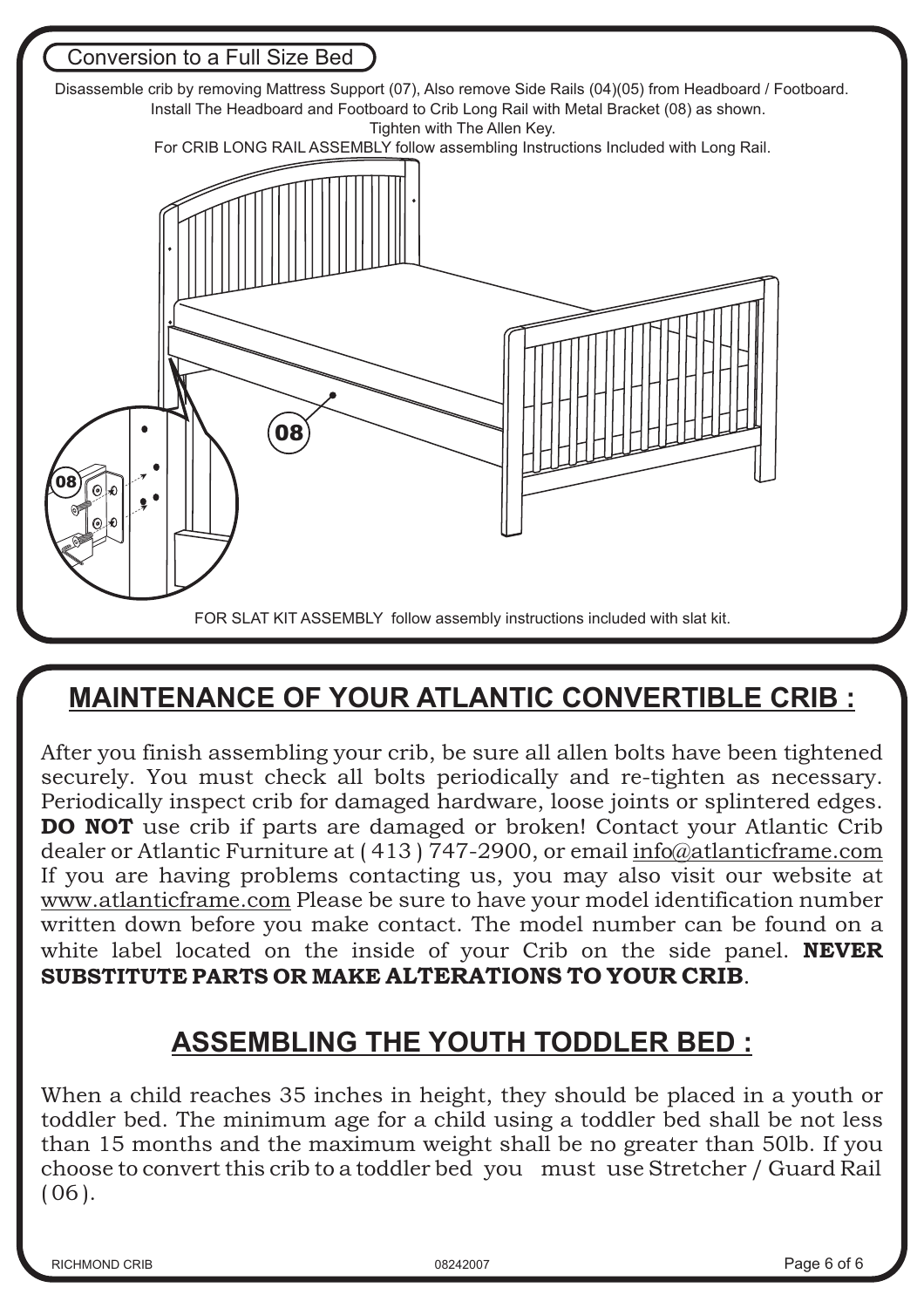## Conversion to a Full Size Bed

Disassemble crib by removing Mattress Support (07), Also remove Side Rails (04)(05) from Headboard / Footboard.
Install The Headboard and Footboard to Crib Long Rail with Metal Bracket (08) as shown.
Tighten with The Allen Key.
For CRIB LONG RAIL ASSEMBLY follow assembling Instructions Included with Long Rail.

08

08

FOR SLAT KIT ASSEMBLY follow assembly instructions included with slat kit.

## MAINTENANCE OF YOUR ATLANTIC CONVERTIBLE CRIB :

After you finish assembling your crib, be sure all allen bolts have been tightened securely. You must check all bolts periodically and re-tighten as necessary. Periodically inspect crib for damaged hardware, loose joints or splintered edges. **DO NOT** use crib if parts are damaged or broken! Contact your Atlantic Crib dealer or Atlantic Furniture at ( 413 ) 747-2900, or email info@atlanticframe.com If you are having problems contacting us, you may also visit our website at www.atlanticframe.com Please be sure to have your model identification number written down before you make contact. The model number can be found on a white label located on the inside of your Crib on the side panel. **NEVER SUBSTITUTE PARTS OR MAKE ALTERATIONS TO YOUR CRIB**.

## ASSEMBLING THE YOUTH TODDLER BED :

When a child reaches 35 inches in height, they should be placed in a youth or toddler bed. The minimum age for a child using a toddler bed shall be not less than 15 months and the maximum weight shall be no greater than 50lb. If you choose to convert this crib to a toddler bed you must use Stretcher / Guard Rail ( 06 ).

RICHMOND CRIB 08242007